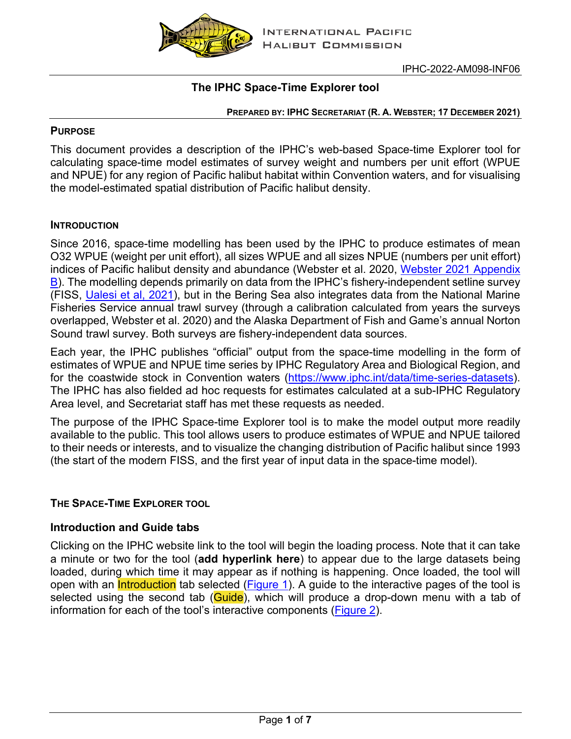INTERNATIONAL PACIFIC HALIBUT COMMISSION

IPHC-2022-AM098-INF06

# The IPHC Space-Time Explorer tool

**PREPARED BY: IPHC SECRETARIAT (R. A. WEBSTER; 17 DECEMBER 2021)**

## PURPOSE

This document provides a description of the IPHC's web-based Space-time Explorer tool for calculating space-time model estimates of survey weight and numbers per unit effort (WPUE and NPUE) for any region of Pacific halibut habitat within Convention waters, and for visualising the model-estimated spatial distribution of Pacific halibut density.

## INTRODUCTION

Since 2016, space-time modelling has been used by the IPHC to produce estimates of mean O32 WPUE (weight per unit effort), all sizes WPUE and all sizes NPUE (numbers per unit effort) indices of Pacific halibut density and abundance (Webster et al. 2020, Webster 2021 Appendix B). The modelling depends primarily on data from the IPHC's fishery-independent setline survey (FISS, Ualesi et al, 2021), but in the Bering Sea also integrates data from the National Marine Fisheries Service annual trawl survey (through a calibration calculated from years the surveys overlapped, Webster et al. 2020) and the Alaska Department of Fish and Game's annual Norton Sound trawl survey. Both surveys are fishery-independent data sources.

Each year, the IPHC publishes "official" output from the space-time modelling in the form of estimates of WPUE and NPUE time series by IPHC Regulatory Area and Biological Region, and for the coastwide stock in Convention waters (https://www.iphc.int/data/time-series-datasets). The IPHC has also fielded ad hoc requests for estimates calculated at a sub-IPHC Regulatory Area level, and Secretariat staff has met these requests as needed.

The purpose of the IPHC Space-time Explorer tool is to make the model output more readily available to the public. This tool allows users to produce estimates of WPUE and NPUE tailored to their needs or interests, and to visualize the changing distribution of Pacific halibut since 1993 (the start of the modern FISS, and the first year of input data in the space-time model).

## THE SPACE-TIME EXPLORER TOOL

### Introduction and Guide tabs

Clicking on the IPHC website link to the tool will begin the loading process. Note that it can take a minute or two for the tool (**add hyperlink here**) to appear due to the large datasets being loaded, during which time it may appear as if nothing is happening. Once loaded, the tool will open with an Introduction tab selected (Figure 1). A guide to the interactive pages of the tool is selected using the second tab (Guide), which will produce a drop-down menu with a tab of information for each of the tool's interactive components (Figure 2).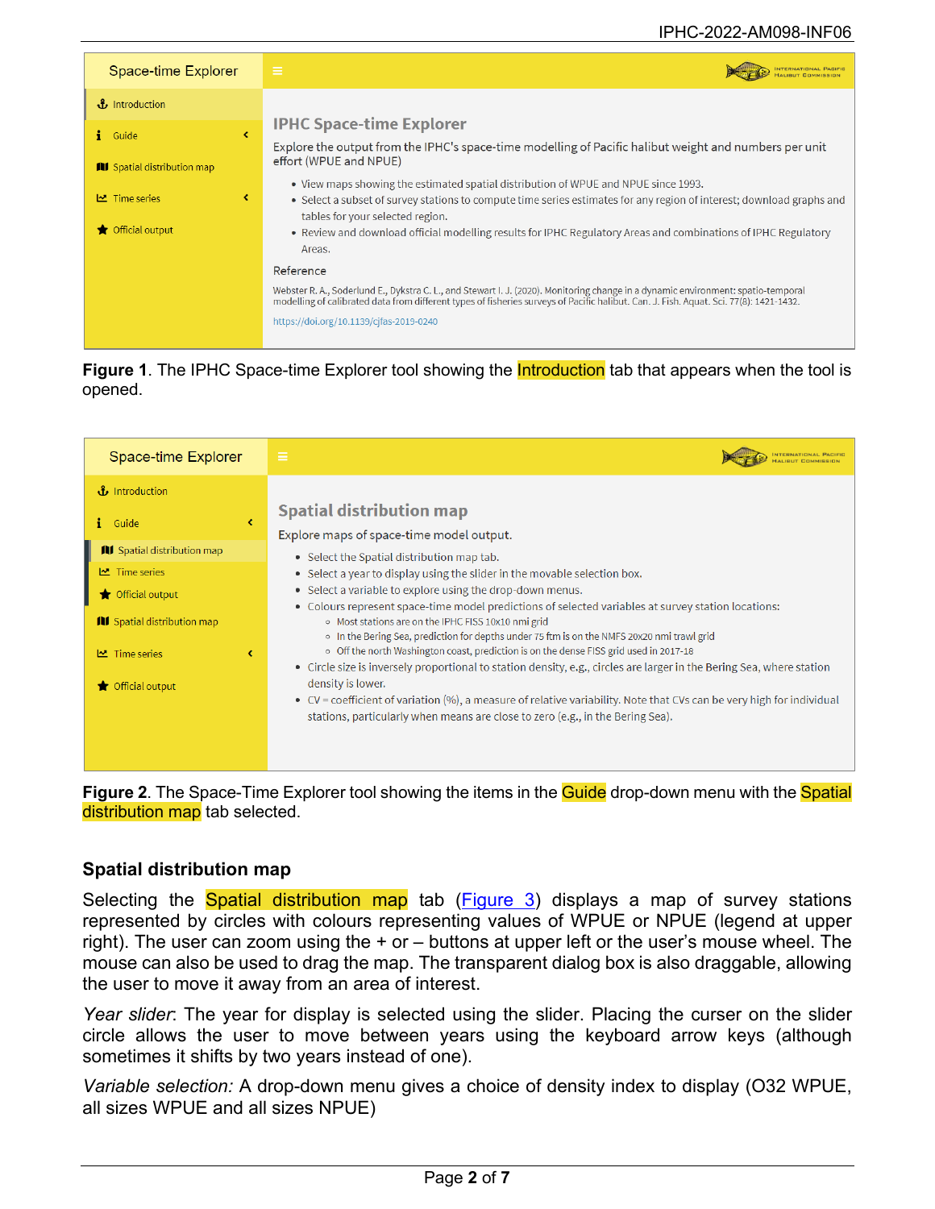**Figure 1**. The IPHC Space-time Explorer tool showing the Introduction tab that appears when the tool is opened.

**Figure 2**. The Space-Time Explorer tool showing the items in the Guide drop-down menu with the Spatial distribution map tab selected.

## Spatial distribution map

Selecting the Spatial distribution map tab (Figure 3) displays a map of survey stations represented by circles with colours representing values of WPUE or NPUE (legend at upper right). The user can zoom using the + or – buttons at upper left or the user's mouse wheel. The mouse can also be used to drag the map. The transparent dialog box is also draggable, allowing the user to move it away from an area of interest.

*Year slider*: The year for display is selected using the slider. Placing the curser on the slider circle allows the user to move between years using the keyboard arrow keys (although sometimes it shifts by two years instead of one).

*Variable selection:* A drop-down menu gives a choice of density index to display (O32 WPUE, all sizes WPUE and all sizes NPUE)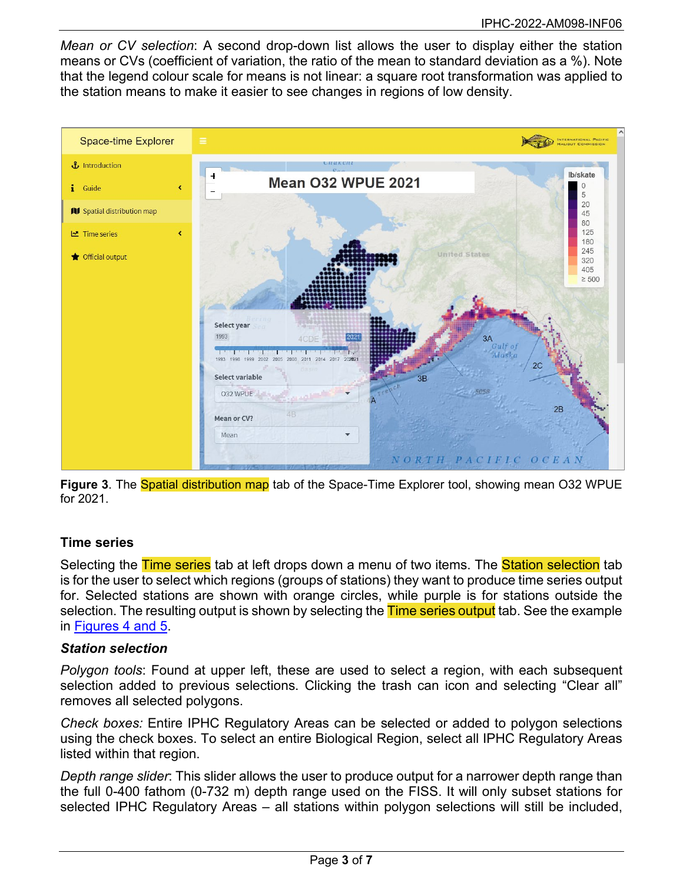*Mean or CV selection*: A second drop-down list allows the user to display either the station means or CVs (coefficient of variation, the ratio of the mean to standard deviation as a %). Note that the legend colour scale for means is not linear: a square root transformation was applied to the station means to make it easier to see changes in regions of low density.

**Figure 3**. The Spatial distribution map tab of the Space-Time Explorer tool, showing mean O32 WPUE for 2021.

### Time series

Selecting the Time series tab at left drops down a menu of two items. The Station selection tab is for the user to select which regions (groups of stations) they want to produce time series output for. Selected stations are shown with orange circles, while purple is for stations outside the selection. The resulting output is shown by selecting the Time series output tab. See the example in Figures 4 and 5.

#### *Station selection*

*Polygon tools*: Found at upper left, these are used to select a region, with each subsequent selection added to previous selections. Clicking the trash can icon and selecting "Clear all" removes all selected polygons.

*Check boxes:* Entire IPHC Regulatory Areas can be selected or added to polygon selections using the check boxes. To select an entire Biological Region, select all IPHC Regulatory Areas listed within that region.

*Depth range slider*: This slider allows the user to produce output for a narrower depth range than the full 0-400 fathom (0-732 m) depth range used on the FISS. It will only subset stations for selected IPHC Regulatory Areas – all stations within polygon selections will still be included,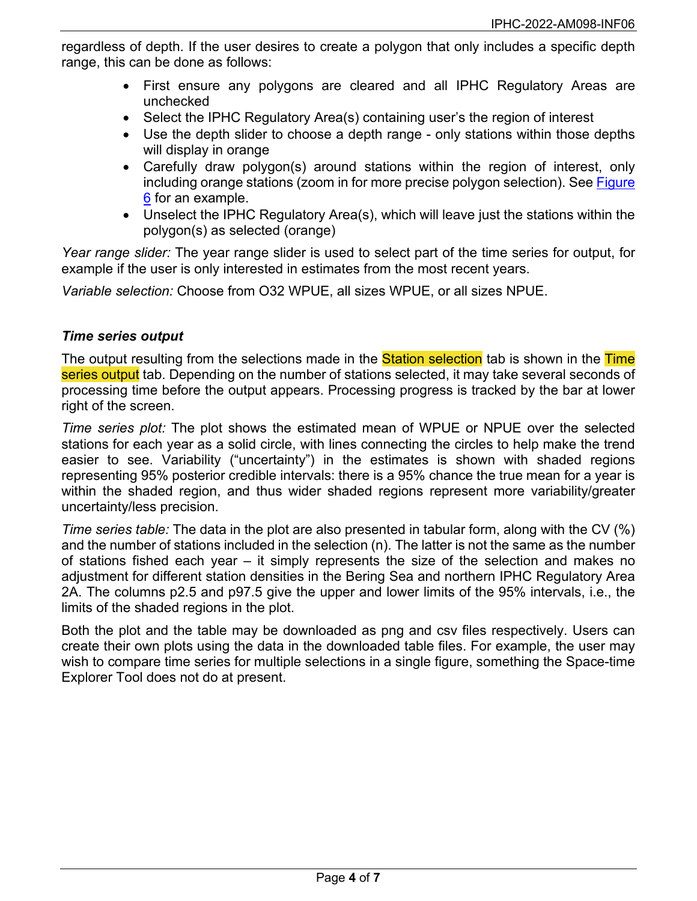regardless of depth. If the user desires to create a polygon that only includes a specific depth range, this can be done as follows:

- First ensure any polygons are cleared and all IPHC Regulatory Areas are unchecked
- Select the IPHC Regulatory Area(s) containing user's the region of interest
- Use the depth slider to choose a depth range - only stations within those depths will display in orange
- Carefully draw polygon(s) around stations within the region of interest, only including orange stations (zoom in for more precise polygon selection). See Figure 6 for an example.
- Unselect the IPHC Regulatory Area(s), which will leave just the stations within the polygon(s) as selected (orange)

*Year range slider:* The year range slider is used to select part of the time series for output, for example if the user is only interested in estimates from the most recent years.

*Variable selection:* Choose from O32 WPUE, all sizes WPUE, or all sizes NPUE.

### *Time series output*

The output resulting from the selections made in the Station selection tab is shown in the Time series output tab. Depending on the number of stations selected, it may take several seconds of processing time before the output appears. Processing progress is tracked by the bar at lower right of the screen.

*Time series plot:* The plot shows the estimated mean of WPUE or NPUE over the selected stations for each year as a solid circle, with lines connecting the circles to help make the trend easier to see. Variability ("uncertainty") in the estimates is shown with shaded regions representing 95% posterior credible intervals: there is a 95% chance the true mean for a year is within the shaded region, and thus wider shaded regions represent more variability/greater uncertainty/less precision.

*Time series table:* The data in the plot are also presented in tabular form, along with the CV (%) and the number of stations included in the selection (n). The latter is not the same as the number of stations fished each year – it simply represents the size of the selection and makes no adjustment for different station densities in the Bering Sea and northern IPHC Regulatory Area 2A. The columns p2.5 and p97.5 give the upper and lower limits of the 95% intervals, i.e., the limits of the shaded regions in the plot.

Both the plot and the table may be downloaded as png and csv files respectively. Users can create their own plots using the data in the downloaded table files. For example, the user may wish to compare time series for multiple selections in a single figure, something the Space-time Explorer Tool does not do at present.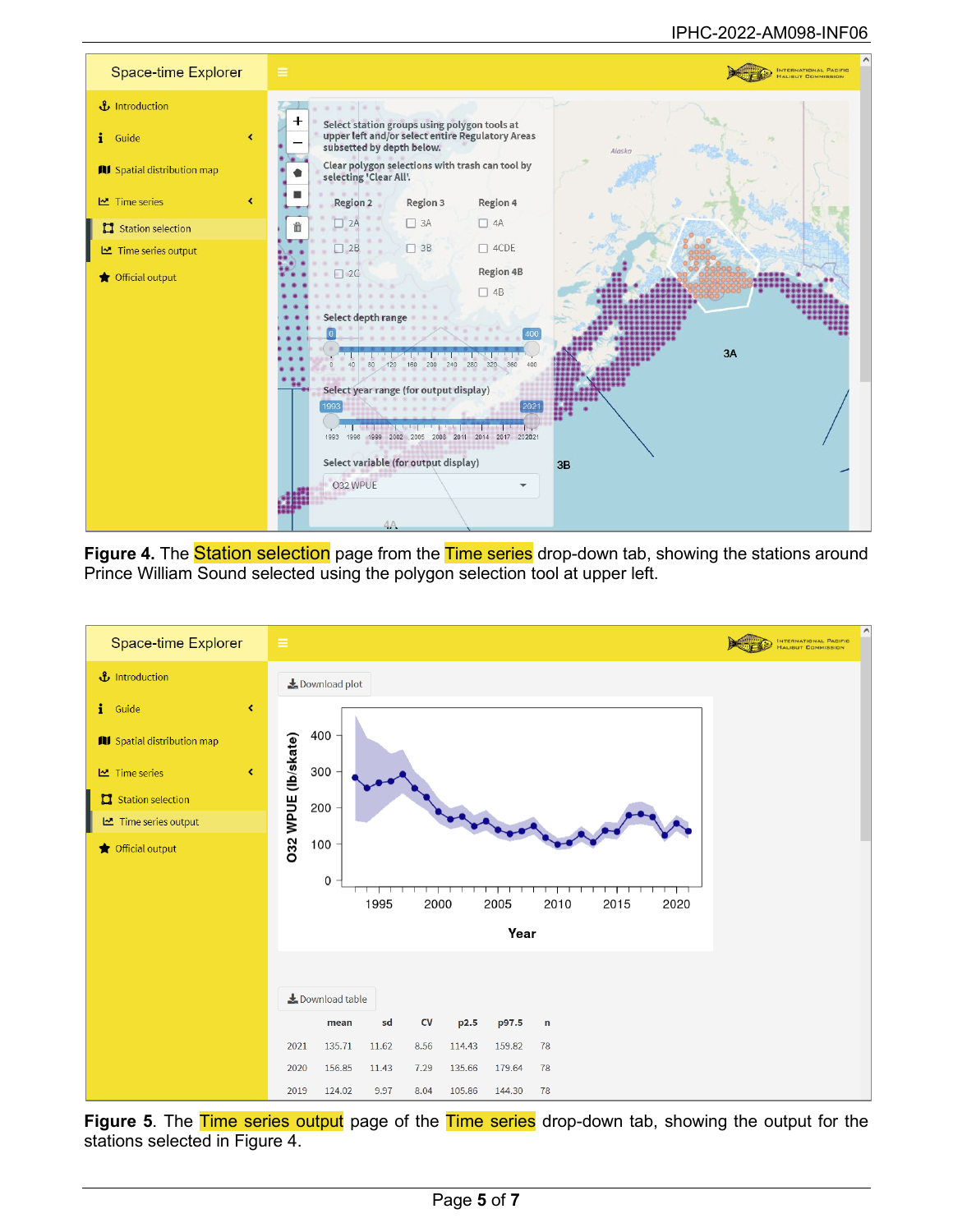**Figure 4.** The Station selection page from the Time series drop-down tab, showing the stations around Prince William Sound selected using the polygon selection tool at upper left.

**Figure 5**. The Time series output page of the Time series drop-down tab, showing the output for the stations selected in Figure 4.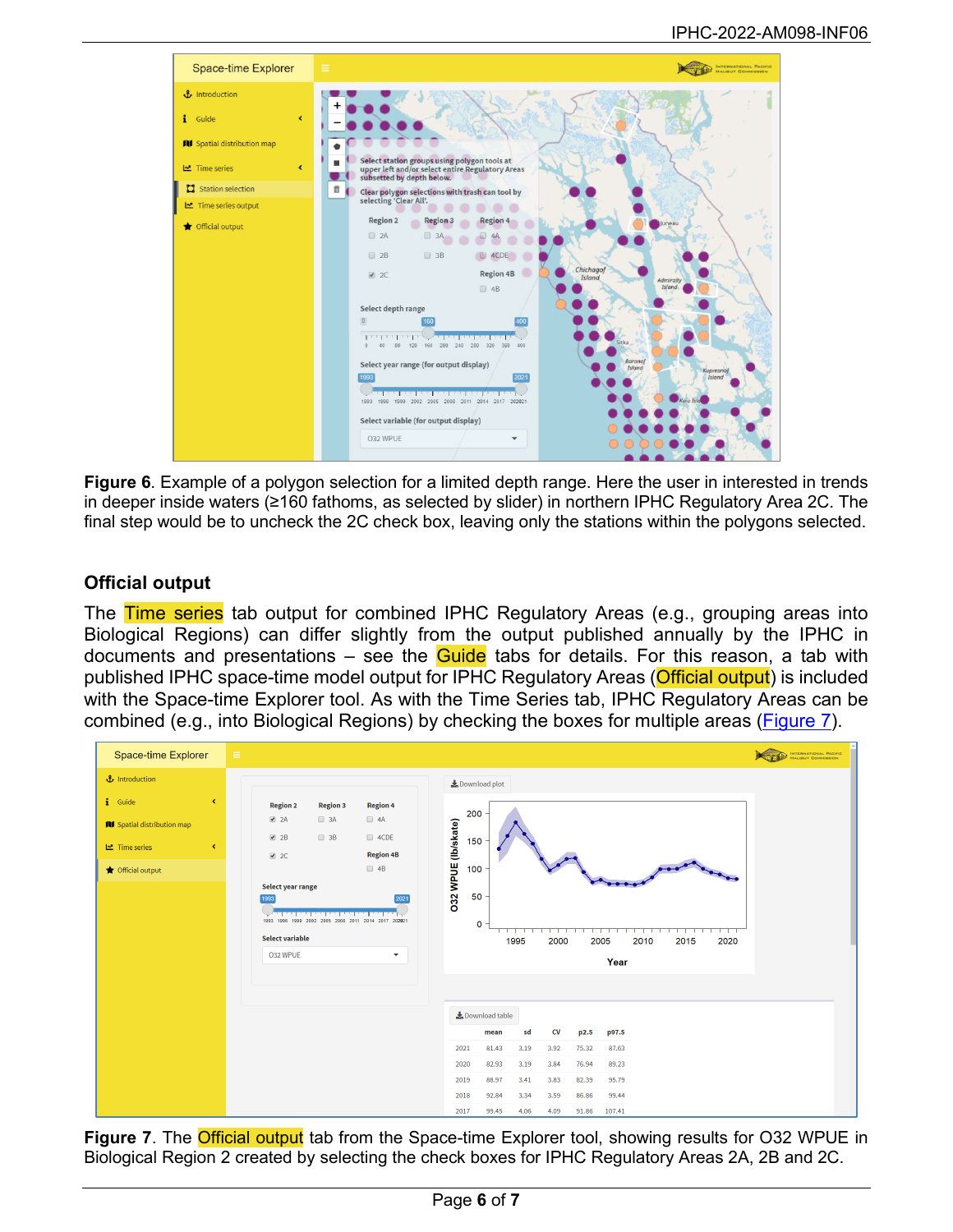**Figure 6**. Example of a polygon selection for a limited depth range. Here the user in interested in trends in deeper inside waters (≥160 fathoms, as selected by slider) in northern IPHC Regulatory Area 2C. The final step would be to uncheck the 2C check box, leaving only the stations within the polygons selected.

## Official output

The Time series tab output for combined IPHC Regulatory Areas (e.g., grouping areas into Biological Regions) can differ slightly from the output published annually by the IPHC in documents and presentations – see the Guide tabs for details. For this reason, a tab with published IPHC space-time model output for IPHC Regulatory Areas (Official output) is included with the Space-time Explorer tool. As with the Time Series tab, IPHC Regulatory Areas can be combined (e.g., into Biological Regions) by checking the boxes for multiple areas (Figure 7).

**Figure 7**. The Official output tab from the Space-time Explorer tool, showing results for O32 WPUE in Biological Region 2 created by selecting the check boxes for IPHC Regulatory Areas 2A, 2B and 2C.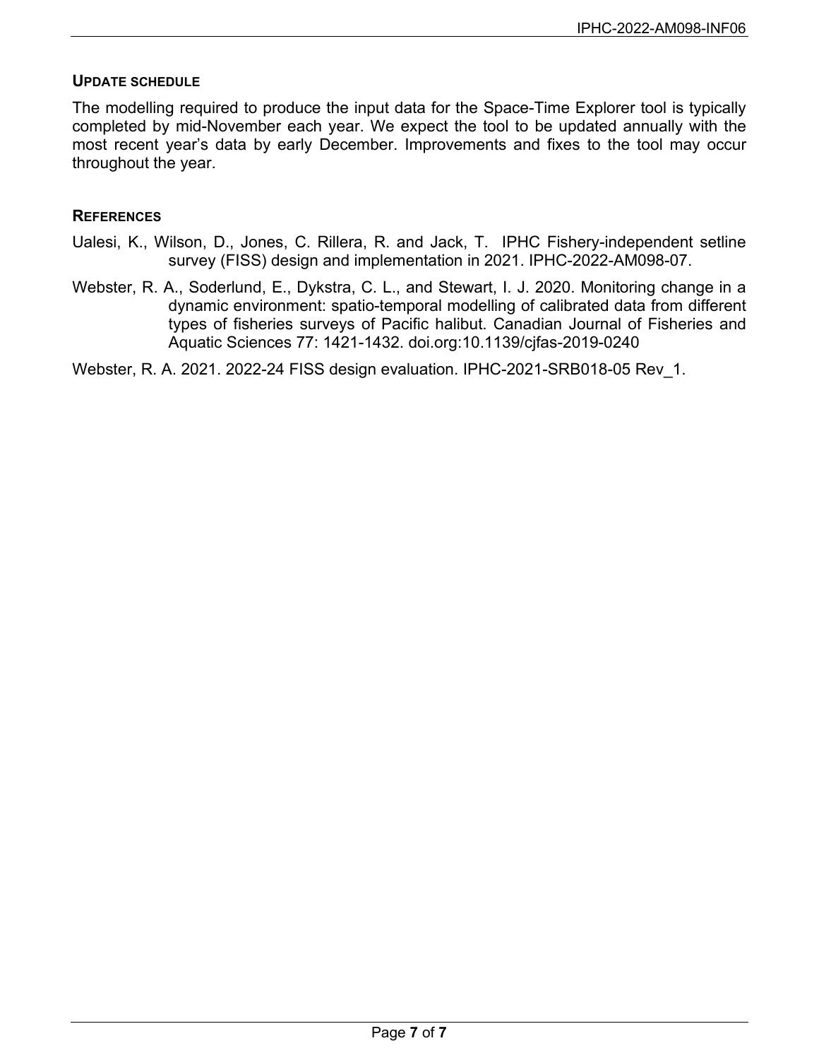### UPDATE SCHEDULE

The modelling required to produce the input data for the Space-Time Explorer tool is typically completed by mid-November each year. We expect the tool to be updated annually with the most recent year's data by early December. Improvements and fixes to the tool may occur throughout the year.

### REFERENCES

Ualesi, K., Wilson, D., Jones, C. Rillera, R. and Jack, T. IPHC Fishery-independent setline survey (FISS) design and implementation in 2021. IPHC-2022-AM098-07.

Webster, R. A., Soderlund, E., Dykstra, C. L., and Stewart, I. J. 2020. Monitoring change in a dynamic environment: spatio-temporal modelling of calibrated data from different types of fisheries surveys of Pacific halibut. Canadian Journal of Fisheries and Aquatic Sciences 77: 1421-1432. doi.org:10.1139/cjfas-2019-0240

Webster, R. A. 2021. 2022-24 FISS design evaluation. IPHC-2021-SRB018-05 Rev_1.